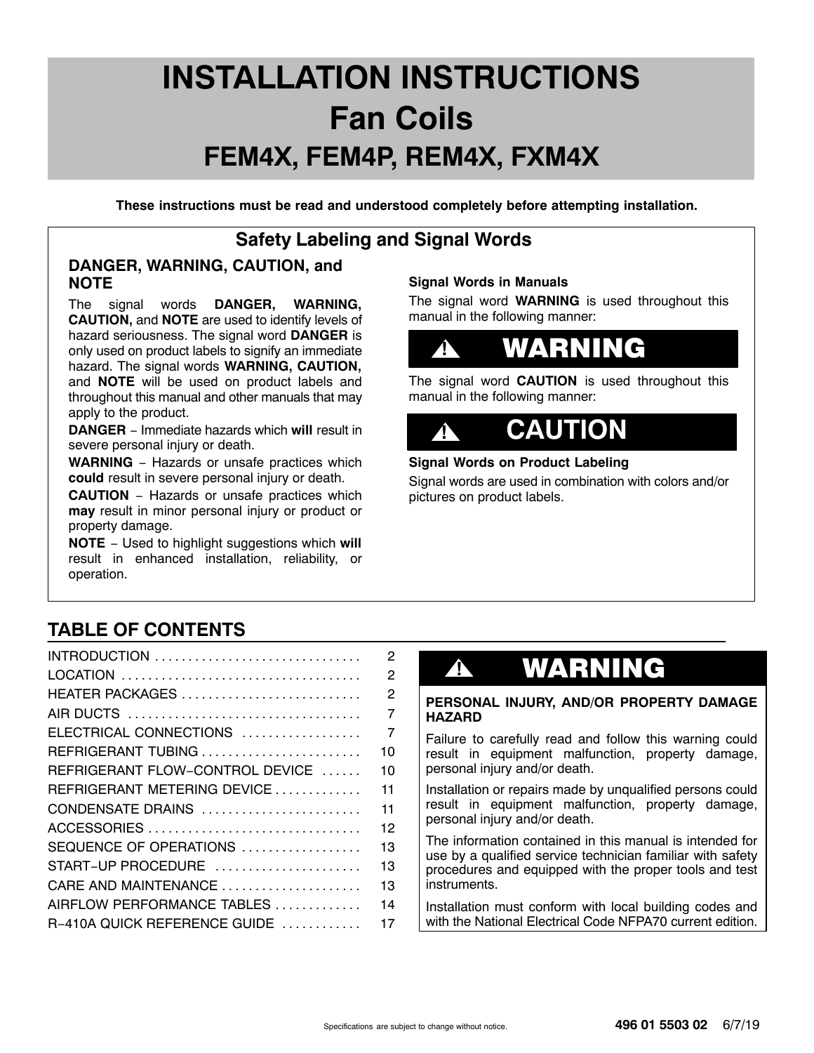# INSTALLATION INSTRUCTIONS
# Fan Coils
## FEM4X, FEM4P, REM4X, FXM4X

**These instructions must be read and understood completely before attempting installation.**

## Safety Labeling and Signal Words

### DANGER, WARNING, CAUTION, and NOTE

The signal words **DANGER, WARNING, CAUTION,** and **NOTE** are used to identify levels of hazard seriousness. The signal word **DANGER** is only used on product labels to signify an immediate hazard. The signal words **WARNING, CAUTION,** and **NOTE** will be used on product labels and throughout this manual and other manuals that may apply to the product.

**DANGER** − Immediate hazards which **will** result in severe personal injury or death.

**WARNING** − Hazards or unsafe practices which **could** result in severe personal injury or death.

**CAUTION** − Hazards or unsafe practices which **may** result in minor personal injury or product or property damage.

**NOTE** − Used to highlight suggestions which **will** result in enhanced installation, reliability, or operation.

**Signal Words in Manuals**

The signal word **WARNING** is used throughout this manual in the following manner:

**! WARNING**

The signal word **CAUTION** is used throughout this manual in the following manner:

**! CAUTION**

**Signal Words on Product Labeling**

Signal words are used in combination with colors and/or pictures on product labels.

## TABLE OF CONTENTS

| | |
|---|---|
| INTRODUCTION | 2 |
| LOCATION | 2 |
| HEATER PACKAGES | 2 |
| AIR DUCTS | 7 |
| ELECTRICAL CONNECTIONS | 7 |
| REFRIGERANT TUBING | 10 |
| REFRIGERANT FLOW−CONTROL DEVICE | 10 |
| REFRIGERANT METERING DEVICE | 11 |
| CONDENSATE DRAINS | 11 |
| ACCESSORIES | 12 |
| SEQUENCE OF OPERATIONS | 13 |
| START−UP PROCEDURE | 13 |
| CARE AND MAINTENANCE | 13 |
| AIRFLOW PERFORMANCE TABLES | 14 |
| R−410A QUICK REFERENCE GUIDE | 17 |

**! WARNING**

**PERSONAL INJURY, AND/OR PROPERTY DAMAGE HAZARD**

Failure to carefully read and follow this warning could result in equipment malfunction, property damage, personal injury and/or death.

Installation or repairs made by unqualified persons could result in equipment malfunction, property damage, personal injury and/or death.

The information contained in this manual is intended for use by a qualified service technician familiar with safety procedures and equipped with the proper tools and test instruments.

Installation must conform with local building codes and with the National Electrical Code NFPA70 current edition.

Specifications are subject to change without notice. **496 01 5503 02** 6/7/19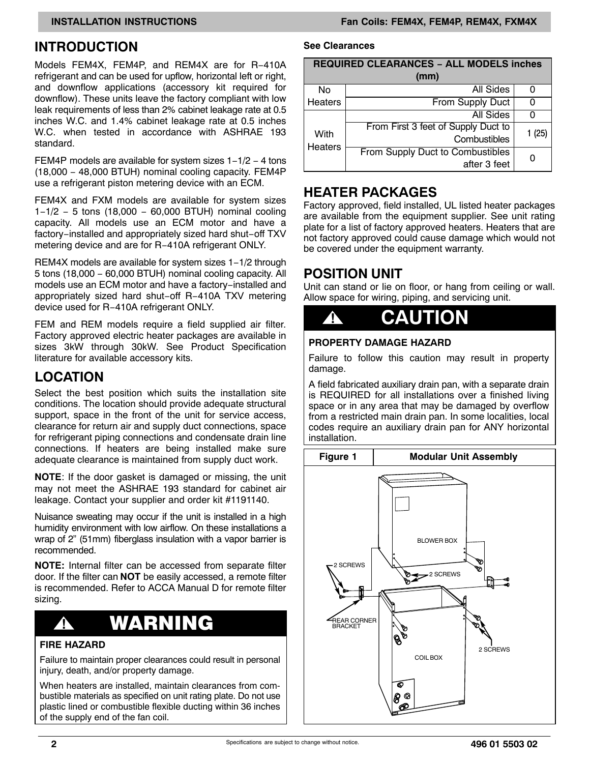## INTRODUCTION

Models FEM4X, FEM4P, and REM4X are for R−410A refrigerant and can be used for upflow, horizontal left or right, and downflow applications (accessory kit required for downflow). These units leave the factory compliant with low leak requirements of less than 2% cabinet leakage rate at 0.5 inches W.C. and 1.4% cabinet leakage rate at 0.5 inches W.C. when tested in accordance with ASHRAE 193 standard.

FEM4P models are available for system sizes 1−1/2 − 4 tons (18,000 − 48,000 BTUH) nominal cooling capacity. FEM4P use a refrigerant piston metering device with an ECM.

FEM4X and FXM models are available for system sizes 1−1/2 − 5 tons (18,000 − 60,000 BTUH) nominal cooling capacity. All models use an ECM motor and have a factory−installed and appropriately sized hard shut−off TXV metering device and are for R−410A refrigerant ONLY.

REM4X models are available for system sizes 1−1/2 through 5 tons (18,000 − 60,000 BTUH) nominal cooling capacity. All models use an ECM motor and have a factory−installed and appropriately sized hard shut−off R−410A TXV metering device used for R−410A refrigerant ONLY.

FEM and REM models require a field supplied air filter. Factory approved electric heater packages are available in sizes 3kW through 30kW. See Product Specification literature for available accessory kits.

## LOCATION

Select the best position which suits the installation site conditions. The location should provide adequate structural support, space in the front of the unit for service access, clearance for return air and supply duct connections, space for refrigerant piping connections and condensate drain line connections. If heaters are being installed make sure adequate clearance is maintained from supply duct work.

**NOTE**: If the door gasket is damaged or missing, the unit may not meet the ASHRAE 193 standard for cabinet air leakage. Contact your supplier and order kit #1191140.

Nuisance sweating may occur if the unit is installed in a high humidity environment with low airflow. On these installations a wrap of 2” (51mm) fiberglass insulation with a vapor barrier is recommended.

**NOTE:** Internal filter can be accessed from separate filter door. If the filter can **NOT** be easily accessed, a remote filter is recommended. Refer to ACCA Manual D for remote filter sizing.

> **⚠ WARNING**
>
> **FIRE HAZARD**
>
> Failure to maintain proper clearances could result in personal injury, death, and/or property damage.
>
> When heaters are installed, maintain clearances from combustible materials as specified on unit rating plate. Do not use plastic lined or combustible flexible ducting within 36 inches of the supply end of the fan coil.

**See Clearances**

| REQUIRED CLEARANCES − ALL MODELS inches (mm) | | |
|---|---|---|
| No Heaters | All Sides | 0 |
| | From Supply Duct | 0 |
| With Heaters | All Sides | 0 |
| | From First 3 feet of Supply Duct to Combustibles | 1 (25) |
| | From Supply Duct to Combustibles after 3 feet | 0 |

## HEATER PACKAGES

Factory approved, field installed, UL listed heater packages are available from the equipment supplier. See unit rating plate for a list of factory approved heaters. Heaters that are not factory approved could cause damage which would not be covered under the equipment warranty.

## POSITION UNIT

Unit can stand or lie on floor, or hang from ceiling or wall. Allow space for wiring, piping, and servicing unit.

> **⚠ CAUTION**
>
> **PROPERTY DAMAGE HAZARD**
>
> Failure to follow this caution may result in property damage.
>
> A field fabricated auxiliary drain pan, with a separate drain is REQUIRED for all installations over a finished living space or in any area that may be damaged by overflow from a restricted main drain pan. In some localities, local codes require an auxiliary drain pan for ANY horizontal installation.

**Figure 1 — Modular Unit Assembly**

BLOWER BOX
2 SCREWS
2 SCREWS
REAR CORNER BRACKET
2 SCREWS
COIL BOX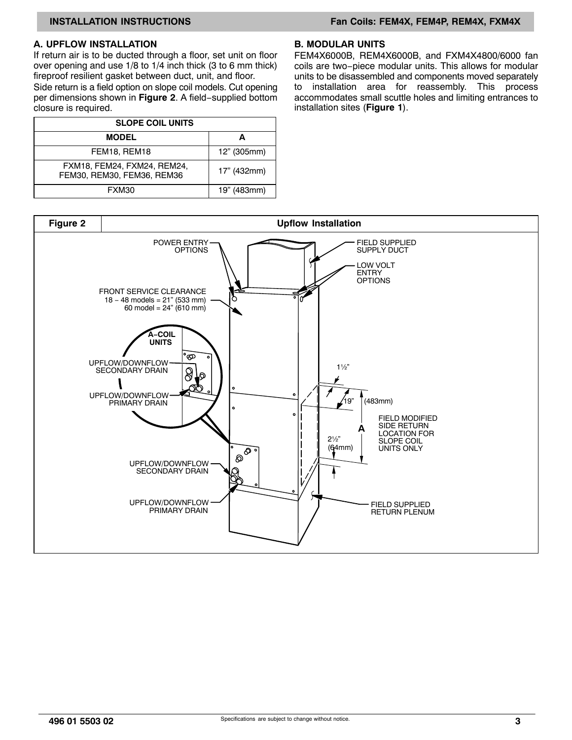## A. UPFLOW INSTALLATION

If return air is to be ducted through a floor, set unit on floor over opening and use 1/8 to 1/4 inch thick (3 to 6 mm thick) fireproof resilient gasket between duct, unit, and floor.

Side return is a field option on slope coil models. Cut opening per dimensions shown in **Figure 2**. A field−supplied bottom closure is required.

| SLOPE COIL UNITS | |
|---|---|
| **MODEL** | **A** |
| FEM18, REM18 | 12" (305mm) |
| FXM18, FEM24, FXM24, REM24, FEM30, REM30, FEM36, REM36 | 17" (432mm) |
| FXM30 | 19" (483mm) |

## B. MODULAR UNITS

FEM4X6000B, REM4X6000B, and FXM4X4800/6000 fan coils are two−piece modular units. This allows for modular units to be disassembled and components moved separately to installation area for reassembly. This process accommodates small scuttle holes and limiting entrances to installation sites (**Figure 1**).

**Figure 2 — Upflow Installation**

POWER ENTRY OPTIONS

FIELD SUPPLIED SUPPLY DUCT

LOW VOLT ENTRY OPTIONS

FRONT SERVICE CLEARANCE
18 − 48 models = 21" (533 mm)
60 model = 24" (610 mm)

A−COIL UNITS

UPFLOW/DOWNFLOW SECONDARY DRAIN

UPFLOW/DOWNFLOW PRIMARY DRAIN

1½"

19" (483mm)

A

2½" (64mm)

FIELD MODIFIED SIDE RETURN LOCATION FOR SLOPE COIL UNITS ONLY

UPFLOW/DOWNFLOW SECONDARY DRAIN

UPFLOW/DOWNFLOW PRIMARY DRAIN

FIELD SUPPLIED RETURN PLENUM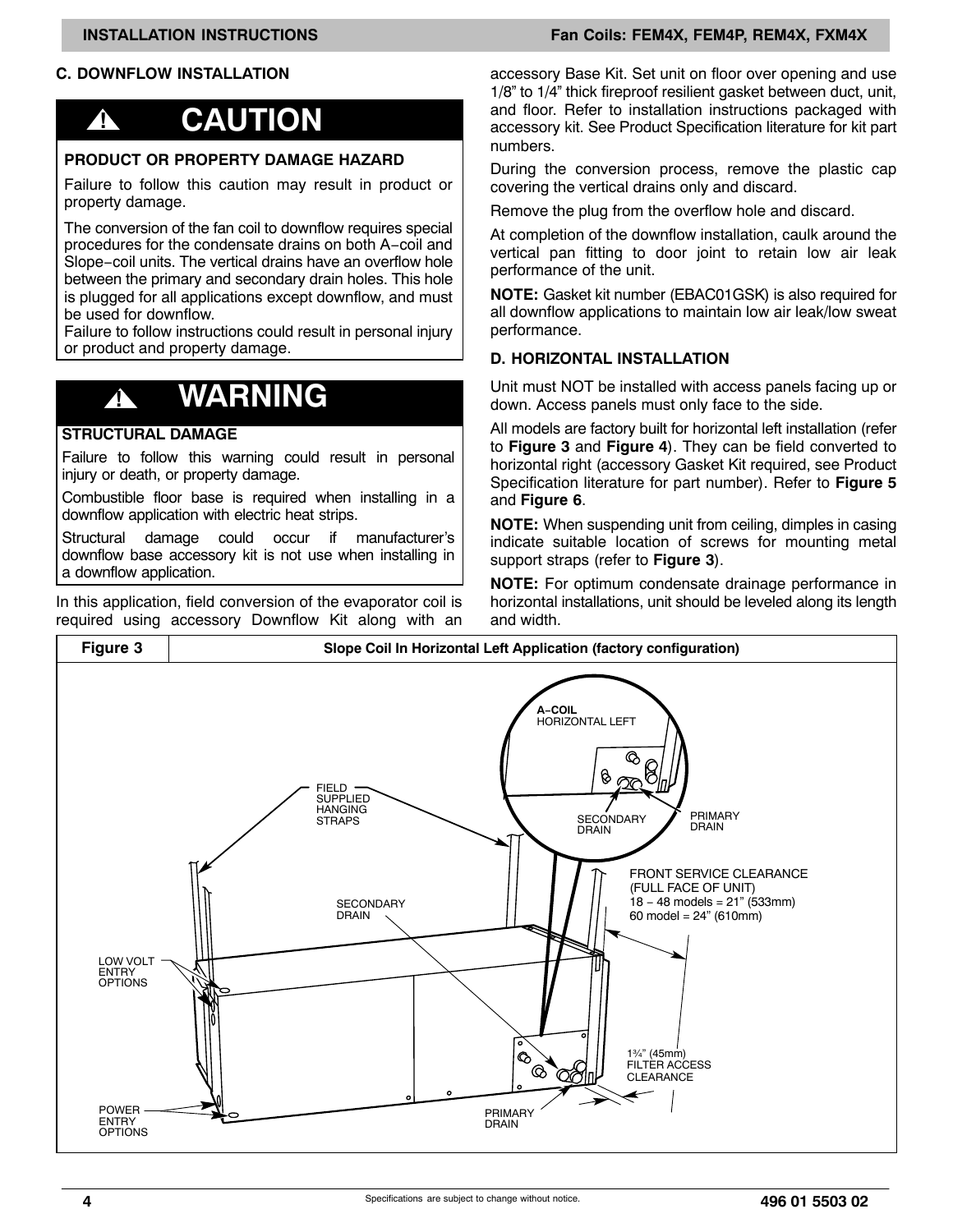### C. DOWNFLOW INSTALLATION

> **⚠ CAUTION**
>
> **PRODUCT OR PROPERTY DAMAGE HAZARD**
>
> Failure to follow this caution may result in product or property damage.
>
> The conversion of the fan coil to downflow requires special procedures for the condensate drains on both A−coil and Slope−coil units. The vertical drains have an overflow hole between the primary and secondary drain holes. This hole is plugged for all applications except downflow, and must be used for downflow.
>
> Failure to follow instructions could result in personal injury or product and property damage.

> **⚠ WARNING**
>
> **STRUCTURAL DAMAGE**
>
> Failure to follow this warning could result in personal injury or death, or property damage.
>
> Combustible floor base is required when installing in a downflow application with electric heat strips.
>
> Structural damage could occur if manufacturer's downflow base accessory kit is not use when installing in a downflow application.

In this application, field conversion of the evaporator coil is required using accessory Downflow Kit along with an accessory Base Kit. Set unit on floor over opening and use 1/8" to 1/4" thick fireproof resilient gasket between duct, unit, and floor. Refer to installation instructions packaged with accessory kit. See Product Specification literature for kit part numbers.

During the conversion process, remove the plastic cap covering the vertical drains only and discard.

Remove the plug from the overflow hole and discard.

At completion of the downflow installation, caulk around the vertical pan fitting to door joint to retain low air leak performance of the unit.

**NOTE:** Gasket kit number (EBAC01GSK) is also required for all downflow applications to maintain low air leak/low sweat performance.

### D. HORIZONTAL INSTALLATION

Unit must NOT be installed with access panels facing up or down. Access panels must only face to the side.

All models are factory built for horizontal left installation (refer to **Figure 3** and **Figure 4**). They can be field converted to horizontal right (accessory Gasket Kit required, see Product Specification literature for part number). Refer to **Figure 5** and **Figure 6**.

**NOTE:** When suspending unit from ceiling, dimples in casing indicate suitable location of screws for mounting metal support straps (refer to **Figure 3**).

**NOTE:** For optimum condensate drainage performance in horizontal installations, unit should be leveled along its length and width.

**Figure 3** — Slope Coil In Horizontal Left Application (factory configuration)

A−COIL HORIZONTAL LEFT
SECONDARY DRAIN
PRIMARY DRAIN
FIELD SUPPLIED HANGING STRAPS
SECONDARY DRAIN
FRONT SERVICE CLEARANCE (FULL FACE OF UNIT) 18 − 48 models = 21" (533mm) 60 model = 24" (610mm)
LOW VOLT ENTRY OPTIONS
1¾" (45mm) FILTER ACCESS CLEARANCE
POWER ENTRY OPTIONS
PRIMARY DRAIN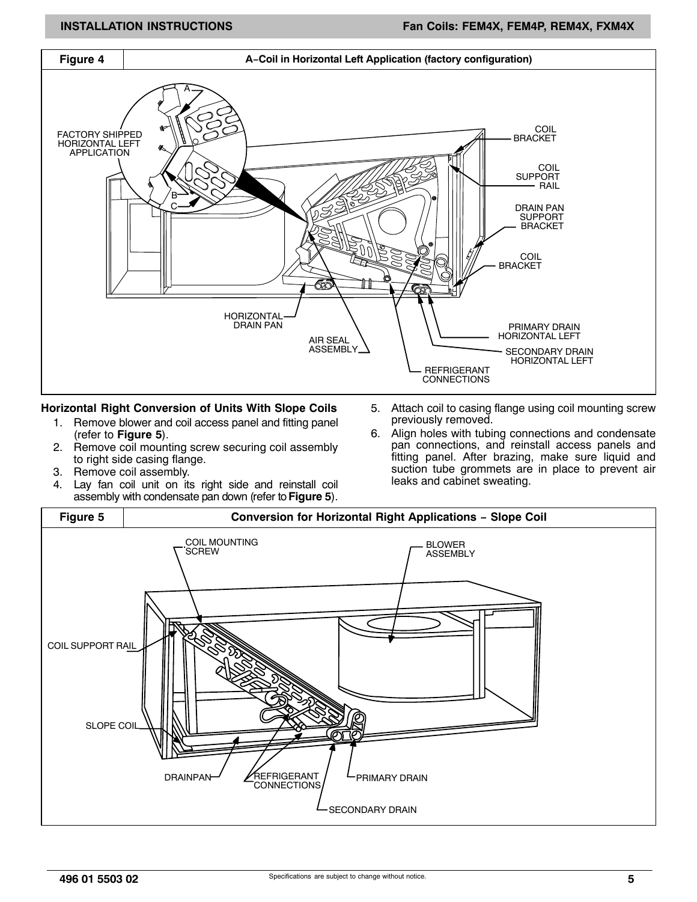**Figure 4 — A−Coil in Horizontal Left Application (factory configuration)**

FACTORY SHIPPED HORIZONTAL LEFT APPLICATION

A

B

C

COIL BRACKET

COIL SUPPORT RAIL

DRAIN PAN SUPPORT BRACKET

COIL BRACKET

HORIZONTAL DRAIN PAN

AIR SEAL ASSEMBLY

REFRIGERANT CONNECTIONS

PRIMARY DRAIN HORIZONTAL LEFT

SECONDARY DRAIN HORIZONTAL LEFT

### Horizontal Right Conversion of Units With Slope Coils

1. Remove blower and coil access panel and fitting panel (refer to **Figure 5**).
2. Remove coil mounting screw securing coil assembly to right side casing flange.
3. Remove coil assembly.
4. Lay fan coil unit on its right side and reinstall coil assembly with condensate pan down (refer to **Figure 5**).
5. Attach coil to casing flange using coil mounting screw previously removed.
6. Align holes with tubing connections and condensate pan connections, and reinstall access panels and fitting panel. After brazing, make sure liquid and suction tube grommets are in place to prevent air leaks and cabinet sweating.

**Figure 5 — Conversion for Horizontal Right Applications − Slope Coil**

COIL MOUNTING SCREW

BLOWER ASSEMBLY

COIL SUPPORT RAIL

SLOPE COIL

DRAINPAN

REFRIGERANT CONNECTIONS

PRIMARY DRAIN

SECONDARY DRAIN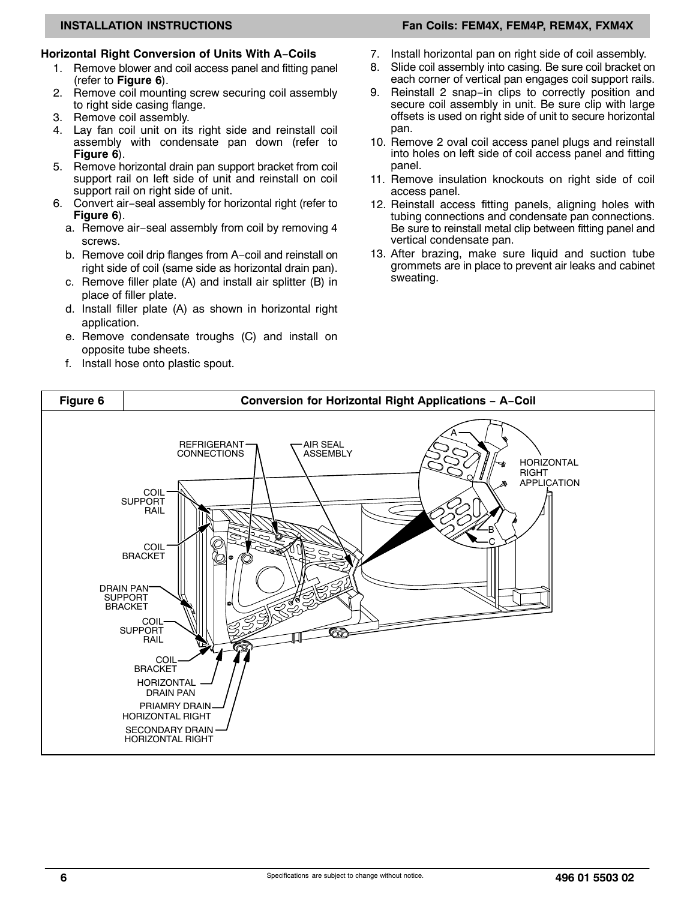### Horizontal Right Conversion of Units With A-Coils

1. Remove blower and coil access panel and fitting panel (refer to **Figure 6**).
2. Remove coil mounting screw securing coil assembly to right side casing flange.
3. Remove coil assembly.
4. Lay fan coil unit on its right side and reinstall coil assembly with condensate pan down (refer to **Figure 6**).
5. Remove horizontal drain pan support bracket from coil support rail on left side of unit and reinstall on coil support rail on right side of unit.
6. Convert air-seal assembly for horizontal right (refer to **Figure 6**).
   a. Remove air-seal assembly from coil by removing 4 screws.
   b. Remove coil drip flanges from A-coil and reinstall on right side of coil (same side as horizontal drain pan).
   c. Remove filler plate (A) and install air splitter (B) in place of filler plate.
   d. Install filler plate (A) as shown in horizontal right application.
   e. Remove condensate troughs (C) and install on opposite tube sheets.
   f. Install hose onto plastic spout.
7. Install horizontal pan on right side of coil assembly.
8. Slide coil assembly into casing. Be sure coil bracket on each corner of vertical pan engages coil support rails.
9. Reinstall 2 snap-in clips to correctly position and secure coil assembly in unit. Be sure clip with large offsets is used on right side of unit to secure horizontal pan.
10. Remove 2 oval coil access panel plugs and reinstall into holes on left side of coil access panel and fitting panel.
11. Remove insulation knockouts on right side of coil access panel.
12. Reinstall access fitting panels, aligning holes with tubing connections and condensate pan connections. Be sure to reinstall metal clip between fitting panel and vertical condensate pan.
13. After brazing, make sure liquid and suction tube grommets are in place to prevent air leaks and cabinet sweating.

**Figure 6 — Conversion for Horizontal Right Applications - A-Coil**

REFRIGERANT CONNECTIONS; AIR SEAL ASSEMBLY; COIL SUPPORT RAIL; COIL BRACKET; DRAIN PAN SUPPORT BRACKET; COIL SUPPORT RAIL; COIL BRACKET; HORIZONTAL DRAIN PAN; PRIAMRY DRAIN HORIZONTAL RIGHT; SECONDARY DRAIN HORIZONTAL RIGHT; A; B; C; HORIZONTAL RIGHT APPLICATION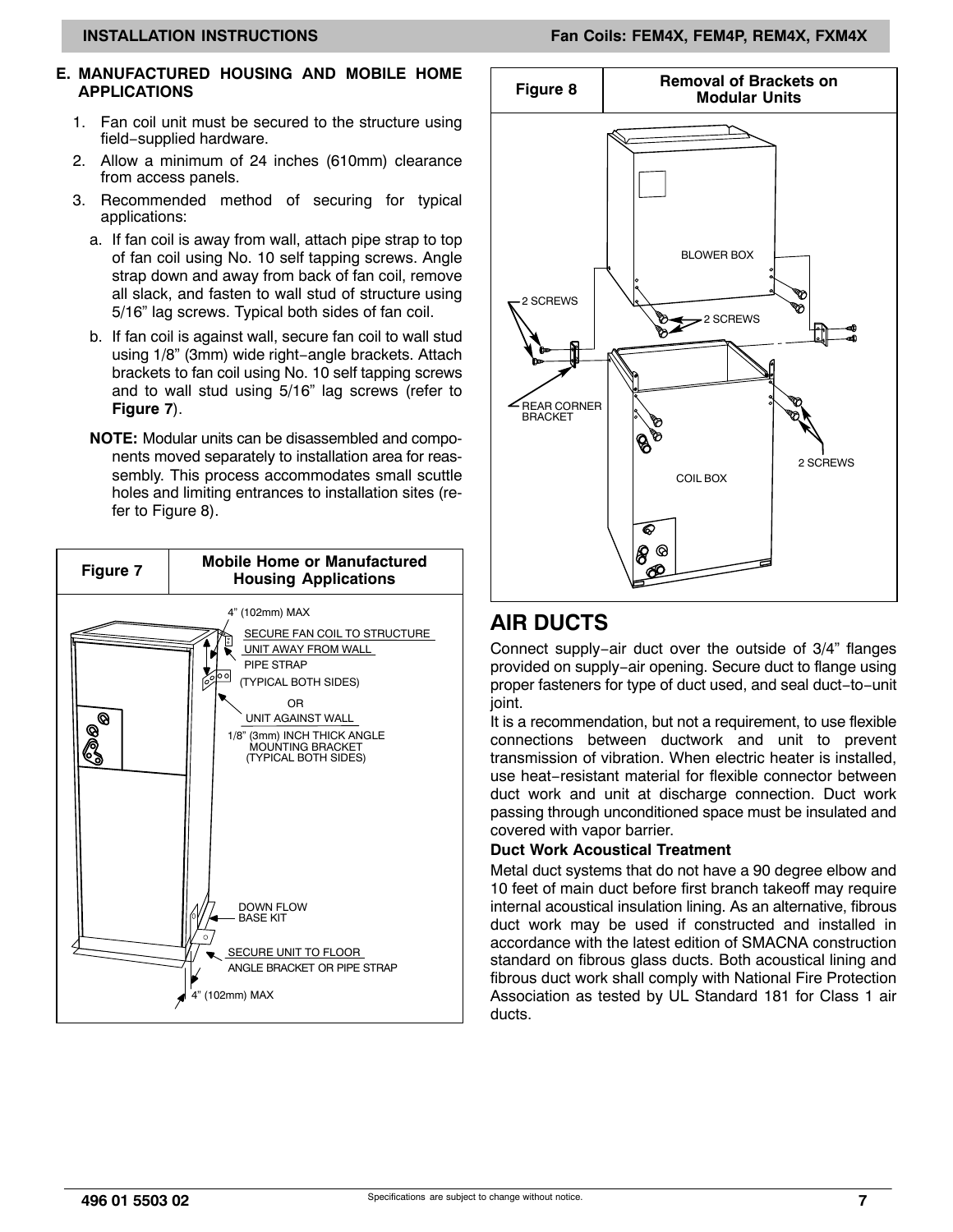### E. MANUFACTURED HOUSING AND MOBILE HOME APPLICATIONS

1. Fan coil unit must be secured to the structure using field−supplied hardware.
2. Allow a minimum of 24 inches (610mm) clearance from access panels.
3. Recommended method of securing for typical applications:
   a. If fan coil is away from wall, attach pipe strap to top of fan coil using No. 10 self tapping screws. Angle strap down and away from back of fan coil, remove all slack, and fasten to wall stud of structure using 5/16" lag screws. Typical both sides of fan coil.
   b. If fan coil is against wall, secure fan coil to wall stud using 1/8" (3mm) wide right−angle brackets. Attach brackets to fan coil using No. 10 self tapping screws and to wall stud using 5/16" lag screws (refer to **Figure 7**).

**NOTE:** Modular units can be disassembled and components moved separately to installation area for reassembly. This process accommodates small scuttle holes and limiting entrances to installation sites (refer to Figure 8).

**Figure 7 — Mobile Home or Manufactured Housing Applications**

4" (102mm) MAX

SECURE FAN COIL TO STRUCTURE
UNIT AWAY FROM WALL
PIPE STRAP
(TYPICAL BOTH SIDES)
OR
UNIT AGAINST WALL
1/8" (3mm) INCH THICK ANGLE MOUNTING BRACKET (TYPICAL BOTH SIDES)

DOWN FLOW BASE KIT

SECURE UNIT TO FLOOR
ANGLE BRACKET OR PIPE STRAP

4" (102mm) MAX

**Figure 8 — Removal of Brackets on Modular Units**

BLOWER BOX
2 SCREWS
2 SCREWS
REAR CORNER BRACKET
2 SCREWS
COIL BOX

## AIR DUCTS

Connect supply−air duct over the outside of 3/4" flanges provided on supply−air opening. Secure duct to flange using proper fasteners for type of duct used, and seal duct−to−unit joint.

It is a recommendation, but not a requirement, to use flexible connections between ductwork and unit to prevent transmission of vibration. When electric heater is installed, use heat−resistant material for flexible connector between duct work and unit at discharge connection. Duct work passing through unconditioned space must be insulated and covered with vapor barrier.

### Duct Work Acoustical Treatment

Metal duct systems that do not have a 90 degree elbow and 10 feet of main duct before first branch takeoff may require internal acoustical insulation lining. As an alternative, fibrous duct work may be used if constructed and installed in accordance with the latest edition of SMACNA construction standard on fibrous glass ducts. Both acoustical lining and fibrous duct work shall comply with National Fire Protection Association as tested by UL Standard 181 for Class 1 air ducts.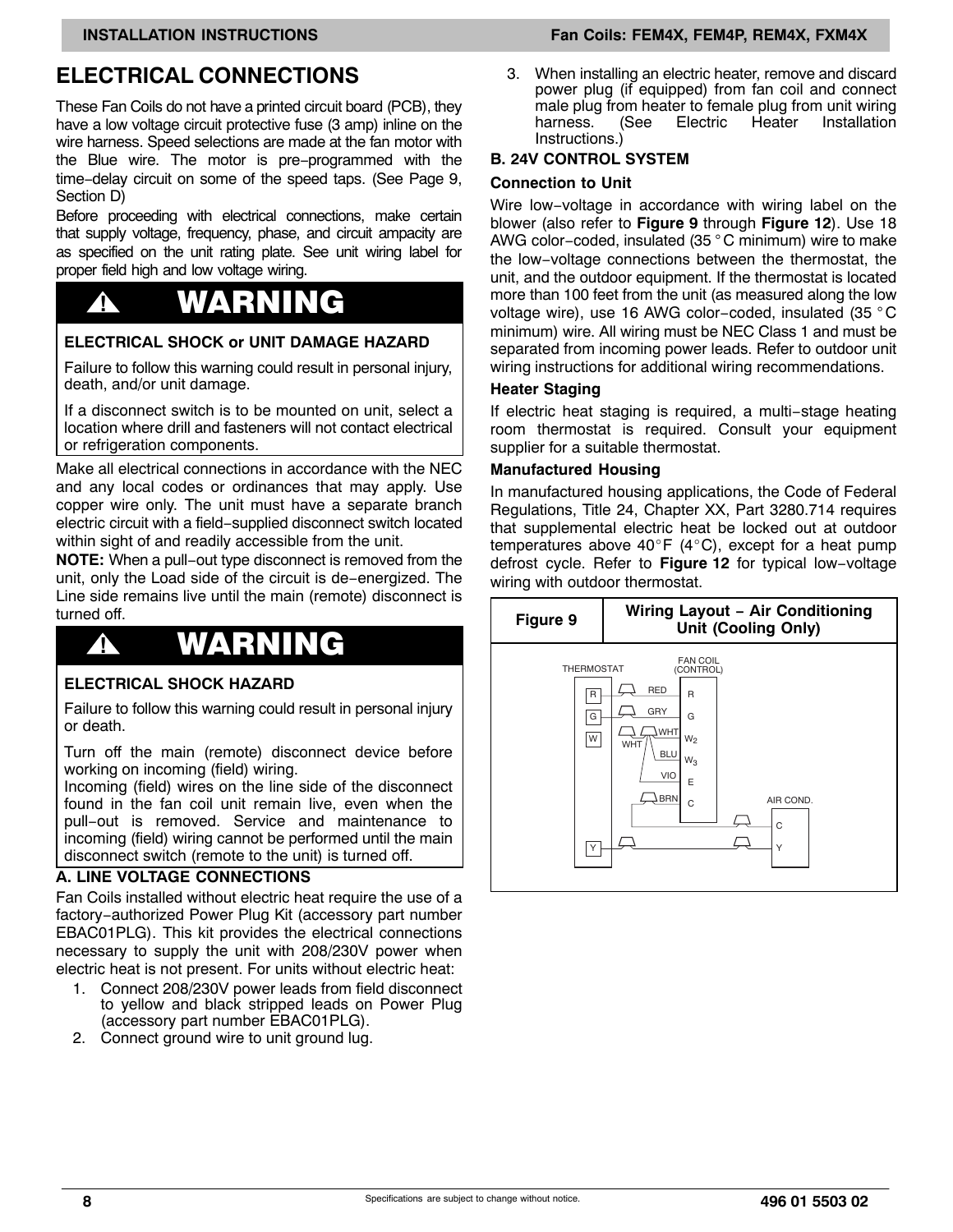## ELECTRICAL CONNECTIONS

These Fan Coils do not have a printed circuit board (PCB), they have a low voltage circuit protective fuse (3 amp) inline on the wire harness. Speed selections are made at the fan motor with the Blue wire. The motor is pre-programmed with the time-delay circuit on some of the speed taps. (See Page 9, Section D)

Before proceeding with electrical connections, make certain that supply voltage, frequency, phase, and circuit ampacity are as specified on the unit rating plate. See unit wiring label for proper field high and low voltage wiring.

> **⚠ WARNING**
>
> **ELECTRICAL SHOCK or UNIT DAMAGE HAZARD**
>
> Failure to follow this warning could result in personal injury, death, and/or unit damage.
>
> If a disconnect switch is to be mounted on unit, select a location where drill and fasteners will not contact electrical or refrigeration components.

Make all electrical connections in accordance with the NEC and any local codes or ordinances that may apply. Use copper wire only. The unit must have a separate branch electric circuit with a field-supplied disconnect switch located within sight of and readily accessible from the unit.

**NOTE:** When a pull-out type disconnect is removed from the unit, only the Load side of the circuit is de-energized. The Line side remains live until the main (remote) disconnect is turned off.

> **⚠ WARNING**
>
> **ELECTRICAL SHOCK HAZARD**
>
> Failure to follow this warning could result in personal injury or death.
>
> Turn off the main (remote) disconnect device before working on incoming (field) wiring.
>
> Incoming (field) wires on the line side of the disconnect found in the fan coil unit remain live, even when the pull-out is removed. Service and maintenance to incoming (field) wiring cannot be performed until the main disconnect switch (remote to the unit) is turned off.

### A. LINE VOLTAGE CONNECTIONS

Fan Coils installed without electric heat require the use of a factory-authorized Power Plug Kit (accessory part number EBAC01PLG). This kit provides the electrical connections necessary to supply the unit with 208/230V power when electric heat is not present. For units without electric heat:

1. Connect 208/230V power leads from field disconnect to yellow and black stripped leads on Power Plug (accessory part number EBAC01PLG).
2. Connect ground wire to unit ground lug.
3. When installing an electric heater, remove and discard power plug (if equipped) from fan coil and connect male plug from heater to female plug from unit wiring harness. (See Electric Heater Installation Instructions.)

### B. 24V CONTROL SYSTEM

#### Connection to Unit

Wire low-voltage in accordance with wiring label on the blower (also refer to **Figure 9** through **Figure 12**). Use 18 AWG color-coded, insulated (35 °C minimum) wire to make the low-voltage connections between the thermostat, the unit, and the outdoor equipment. If the thermostat is located more than 100 feet from the unit (as measured along the low voltage wire), use 16 AWG color-coded, insulated (35 °C minimum) wire. All wiring must be NEC Class 1 and must be separated from incoming power leads. Refer to outdoor unit wiring instructions for additional wiring recommendations.

#### Heater Staging

If electric heat staging is required, a multi-stage heating room thermostat is required. Consult your equipment supplier for a suitable thermostat.

#### Manufactured Housing

In manufactured housing applications, the Code of Federal Regulations, Title 24, Chapter XX, Part 3280.714 requires that supplemental electric heat be locked out at outdoor temperatures above 40°F (4°C), except for a heat pump defrost cycle. Refer to **Figure 12** for typical low-voltage wiring with outdoor thermostat.

**Figure 9 — Wiring Layout – Air Conditioning Unit (Cooling Only)**

THERMOSTAT: R, G, W, Y
FAN COIL (CONTROL): R (RED), G (GRY), $W_2$ (WHT), $W_3$ (BLU), E (VIO), C (BRN)
AIR COND.: C, Y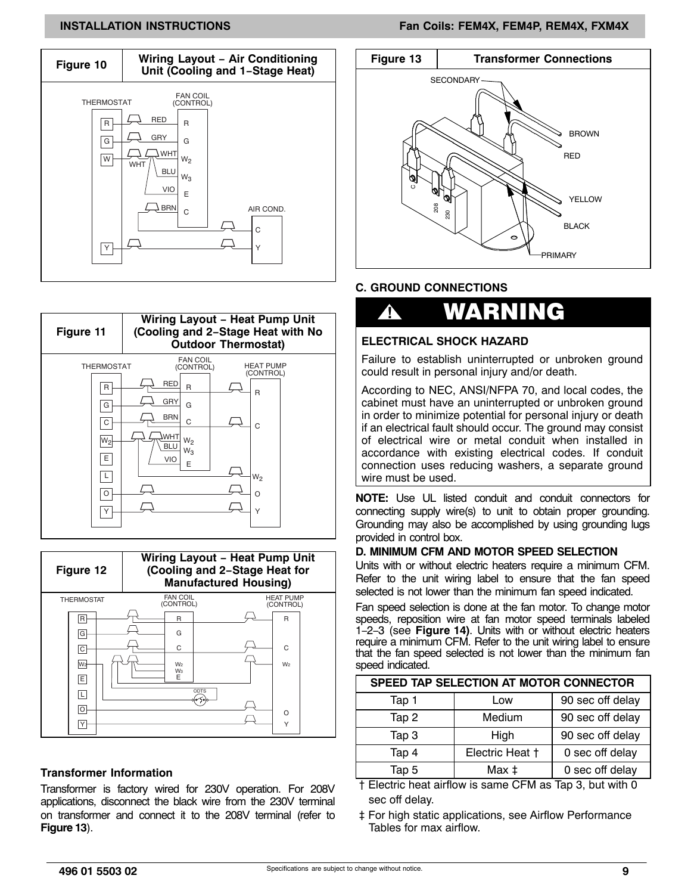**Figure 10 — Wiring Layout − Air Conditioning Unit (Cooling and 1−Stage Heat)**

**Figure 11 — Wiring Layout − Heat Pump Unit (Cooling and 2−Stage Heat with No Outdoor Thermostat)**

**Figure 12 — Wiring Layout − Heat Pump Unit (Cooling and 2−Stage Heat for Manufactured Housing)**

### Transformer Information

Transformer is factory wired for 230V operation. For 208V applications, disconnect the black wire from the 230V terminal on transformer and connect it to the 208V terminal (refer to **Figure 13**).

**Figure 13 — Transformer Connections**

### C. GROUND CONNECTIONS

## ⚠ WARNING

**ELECTRICAL SHOCK HAZARD**

Failure to establish uninterrupted or unbroken ground could result in personal injury and/or death.

According to NEC, ANSI/NFPA 70, and local codes, the cabinet must have an uninterrupted or unbroken ground in order to minimize potential for personal injury or death if an electrical fault should occur. The ground may consist of electrical wire or metal conduit when installed in accordance with existing electrical codes. If conduit connection uses reducing washers, a separate ground wire must be used.

**NOTE:** Use UL listed conduit and conduit connectors for connecting supply wire(s) to unit to obtain proper grounding. Grounding may also be accomplished by using grounding lugs provided in control box.

### D. MINIMUM CFM AND MOTOR SPEED SELECTION

Units with or without electric heaters require a minimum CFM. Refer to the unit wiring label to ensure that the fan speed selected is not lower than the minimum fan speed indicated.

Fan speed selection is done at the fan motor. To change motor speeds, reposition wire at fan motor speed terminals labeled 1−2−3 (see **Figure 14**). Units with or without electric heaters require a minimum CFM. Refer to the unit wiring label to ensure that the fan speed selected is not lower than the minimum fan speed indicated.

| SPEED TAP SELECTION AT MOTOR CONNECTOR | | |
|---|---|---|
| Tap 1 | Low | 90 sec off delay |
| Tap 2 | Medium | 90 sec off delay |
| Tap 3 | High | 90 sec off delay |
| Tap 4 | Electric Heat † | 0 sec off delay |
| Tap 5 | Max ‡ | 0 sec off delay |

† Electric heat airflow is same CFM as Tap 3, but with 0 sec off delay.

‡ For high static applications, see Airflow Performance Tables for max airflow.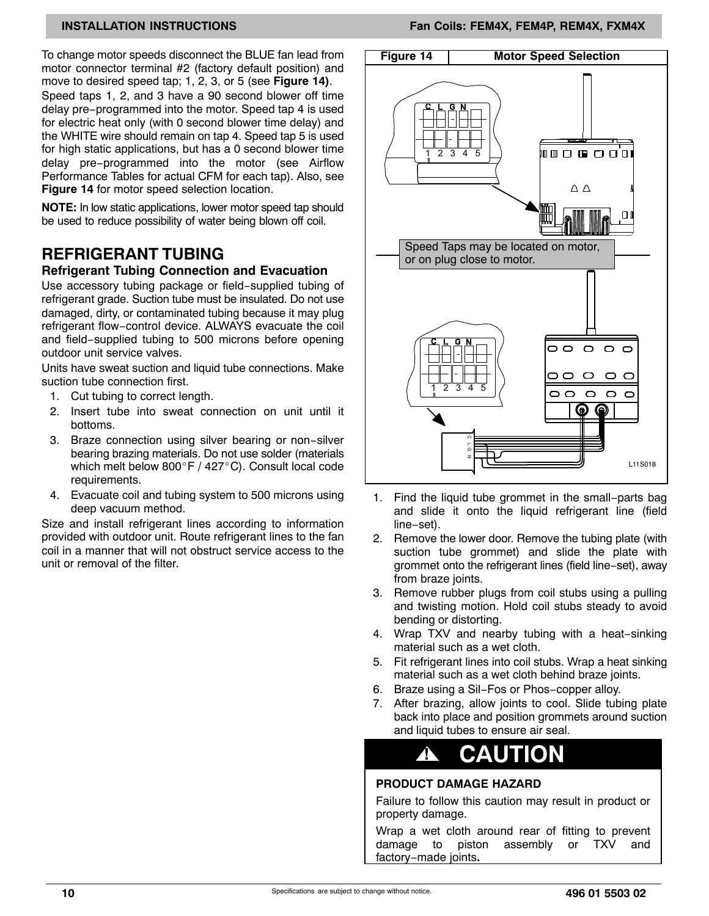To change motor speeds disconnect the BLUE fan lead from motor connector terminal #2 (factory default position) and move to desired speed tap; 1, 2, 3, or 5 (see **Figure 14**).

Speed taps 1, 2, and 3 have a 90 second blower off time delay pre−programmed into the motor. Speed tap 4 is used for electric heat only (with 0 second blower time delay) and the WHITE wire should remain on tap 4. Speed tap 5 is used for high static applications, but has a 0 second blower time delay pre−programmed into the motor (see Airflow Performance Tables for actual CFM for each tap). Also, see **Figure 14** for motor speed selection location.

**NOTE:** In low static applications, lower motor speed tap should be used to reduce possibility of water being blown off coil.

**Figure 14 Motor Speed Selection**

Speed Taps may be located on motor, or on plug close to motor.

L11S018

## REFRIGERANT TUBING

### Refrigerant Tubing Connection and Evacuation

Use accessory tubing package or field−supplied tubing of refrigerant grade. Suction tube must be insulated. Do not use damaged, dirty, or contaminated tubing because it may plug refrigerant flow−control device. ALWAYS evacuate the coil and field−supplied tubing to 500 microns before opening outdoor unit service valves.

Units have sweat suction and liquid tube connections. Make suction tube connection first.

1. Cut tubing to correct length.
2. Insert tube into sweat connection on unit until it bottoms.
3. Braze connection using silver bearing or non−silver bearing brazing materials. Do not use solder (materials which melt below 800°F / 427°C). Consult local code requirements.
4. Evacuate coil and tubing system to 500 microns using deep vacuum method.

Size and install refrigerant lines according to information provided with outdoor unit. Route refrigerant lines to the fan coil in a manner that will not obstruct service access to the unit or removal of the filter.

1. Find the liquid tube grommet in the small−parts bag and slide it onto the liquid refrigerant line (field line−set).
2. Remove the lower door. Remove the tubing plate (with suction tube grommet) and slide the plate with grommet onto the refrigerant lines (field line−set), away from braze joints.
3. Remove rubber plugs from coil stubs using a pulling and twisting motion. Hold coil stubs steady to avoid bending or distorting.
4. Wrap TXV and nearby tubing with a heat−sinking material such as a wet cloth.
5. Fit refrigerant lines into coil stubs. Wrap a heat sinking material such as a wet cloth behind braze joints.
6. Braze using a Sil−Fos or Phos−copper alloy.
7. After brazing, allow joints to cool. Slide tubing plate back into place and position grommets around suction and liquid tubes to ensure air seal.

**⚠ CAUTION**

**PRODUCT DAMAGE HAZARD**

Failure to follow this caution may result in product or property damage.

Wrap a wet cloth around rear of fitting to prevent damage to piston assembly or TXV and factory−made joints**.**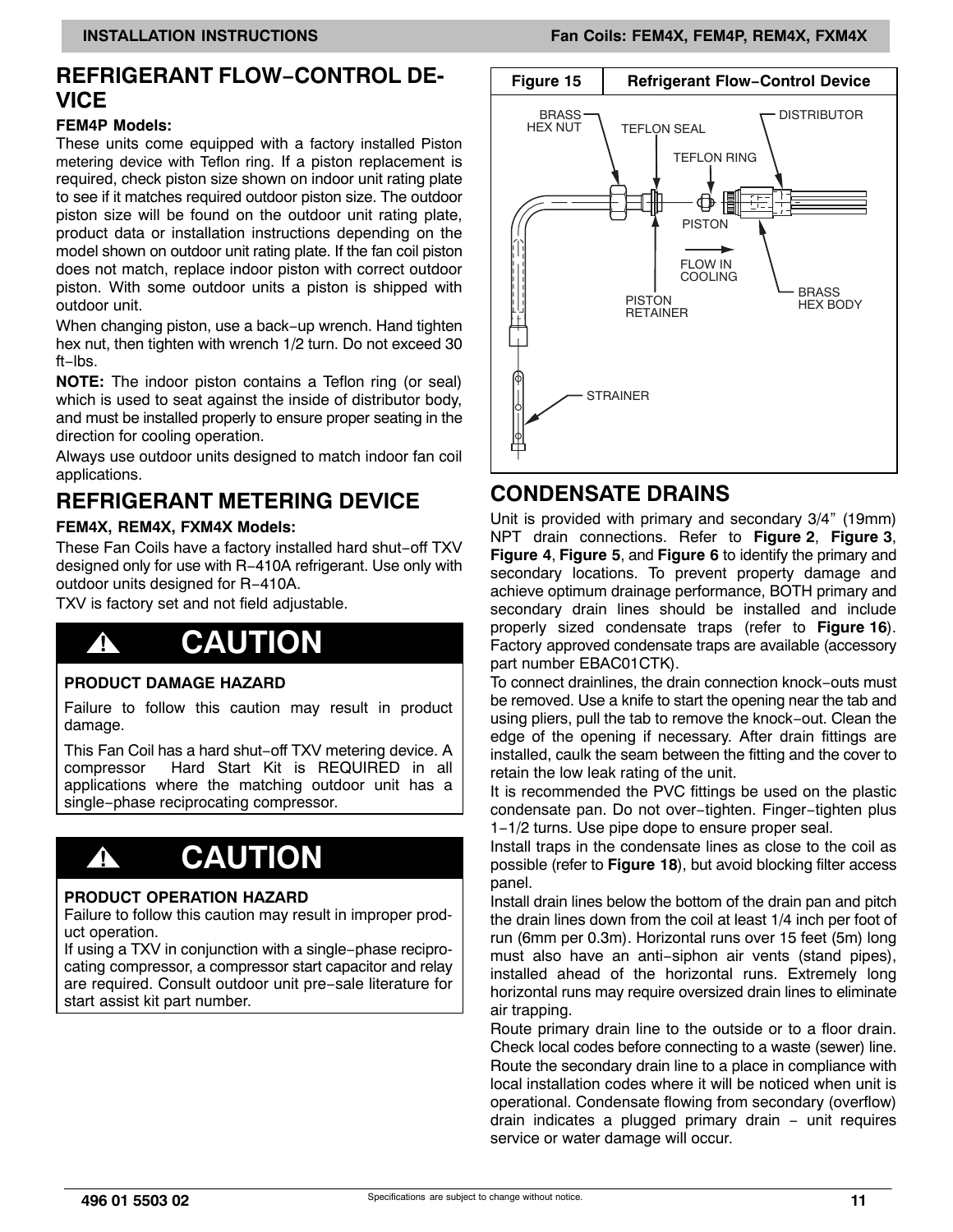## REFRIGERANT FLOW−CONTROL DEVICE

### FEM4P Models:

These units come equipped with a factory installed Piston metering device with Teflon ring. If a piston replacement is required, check piston size shown on indoor unit rating plate to see if it matches required outdoor piston size. The outdoor piston size will be found on the outdoor unit rating plate, product data or installation instructions depending on the model shown on outdoor unit rating plate. If the fan coil piston does not match, replace indoor piston with correct outdoor piston. With some outdoor units a piston is shipped with outdoor unit.

When changing piston, use a back−up wrench. Hand tighten hex nut, then tighten with wrench 1/2 turn. Do not exceed 30 ft−lbs.

**NOTE:** The indoor piston contains a Teflon ring (or seal) which is used to seat against the inside of distributor body, and must be installed properly to ensure proper seating in the direction for cooling operation.

Always use outdoor units designed to match indoor fan coil applications.

## REFRIGERANT METERING DEVICE

### FEM4X, REM4X, FXM4X Models:

These Fan Coils have a factory installed hard shut−off TXV designed only for use with R−410A refrigerant. Use only with outdoor units designed for R−410A.

TXV is factory set and not field adjustable.

## ⚠ CAUTION

**PRODUCT DAMAGE HAZARD**

Failure to follow this caution may result in product damage.

This Fan Coil has a hard shut−off TXV metering device. A compressor Hard Start Kit is REQUIRED in all applications where the matching outdoor unit has a single−phase reciprocating compressor.

## ⚠ CAUTION

**PRODUCT OPERATION HAZARD**

Failure to follow this caution may result in improper product operation.

If using a TXV in conjunction with a single−phase reciprocating compressor, a compressor start capacitor and relay are required. Consult outdoor unit pre−sale literature for start assist kit part number.

**Figure 15 Refrigerant Flow−Control Device**

BRASS HEX NUT, TEFLON SEAL, TEFLON RING, DISTRIBUTOR, PISTON, FLOW IN COOLING, PISTON RETAINER, BRASS HEX BODY, STRAINER

## CONDENSATE DRAINS

Unit is provided with primary and secondary 3/4" (19mm) NPT drain connections. Refer to **Figure 2**, **Figure 3**, **Figure 4**, **Figure 5**, and **Figure 6** to identify the primary and secondary locations. To prevent property damage and achieve optimum drainage performance, BOTH primary and secondary drain lines should be installed and include properly sized condensate traps (refer to **Figure 16**). Factory approved condensate traps are available (accessory part number EBAC01CTK).

To connect drainlines, the drain connection knock−outs must be removed. Use a knife to start the opening near the tab and using pliers, pull the tab to remove the knock−out. Clean the edge of the opening if necessary. After drain fittings are installed, caulk the seam between the fitting and the cover to retain the low leak rating of the unit.

It is recommended the PVC fittings be used on the plastic condensate pan. Do not over−tighten. Finger−tighten plus 1−1/2 turns. Use pipe dope to ensure proper seal.

Install traps in the condensate lines as close to the coil as possible (refer to **Figure 18**), but avoid blocking filter access panel.

Install drain lines below the bottom of the drain pan and pitch the drain lines down from the coil at least 1/4 inch per foot of run (6mm per 0.3m). Horizontal runs over 15 feet (5m) long must also have an anti−siphon air vents (stand pipes), installed ahead of the horizontal runs. Extremely long horizontal runs may require oversized drain lines to eliminate air trapping.

Route primary drain line to the outside or to a floor drain. Check local codes before connecting to a waste (sewer) line. Route the secondary drain line to a place in compliance with local installation codes where it will be noticed when unit is operational. Condensate flowing from secondary (overflow) drain indicates a plugged primary drain − unit requires service or water damage will occur.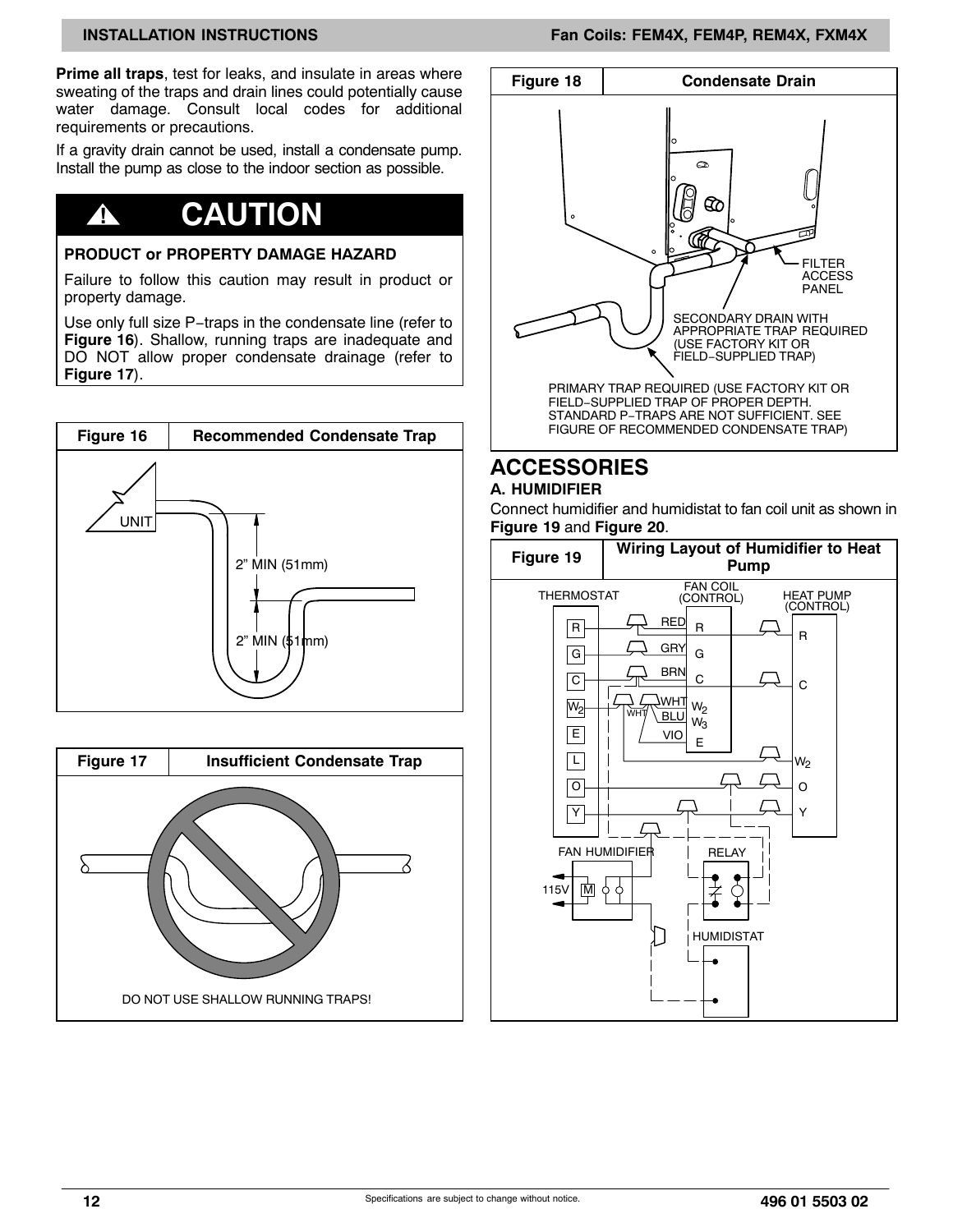**Prime all traps**, test for leaks, and insulate in areas where sweating of the traps and drain lines could potentially cause water damage. Consult local codes for additional requirements or precautions.

If a gravity drain cannot be used, install a condensate pump. Install the pump as close to the indoor section as possible.

## ⚠ CAUTION

**PRODUCT or PROPERTY DAMAGE HAZARD**

Failure to follow this caution may result in product or property damage.

Use only full size P−traps in the condensate line (refer to **Figure 16**). Shallow, running traps are inadequate and DO NOT allow proper condensate drainage (refer to **Figure 17**).

**Figure 16 — Recommended Condensate Trap**

UNIT

2” MIN (51mm)

2” MIN (51mm)

**Figure 17 — Insufficient Condensate Trap**

DO NOT USE SHALLOW RUNNING TRAPS!

**Figure 18 — Condensate Drain**

FILTER ACCESS PANEL

SECONDARY DRAIN WITH APPROPRIATE TRAP REQUIRED (USE FACTORY KIT OR FIELD−SUPPLIED TRAP)

PRIMARY TRAP REQUIRED (USE FACTORY KIT OR FIELD−SUPPLIED TRAP OF PROPER DEPTH. STANDARD P−TRAPS ARE NOT SUFFICIENT. SEE FIGURE OF RECOMMENDED CONDENSATE TRAP)

# ACCESSORIES

### A. HUMIDIFIER

Connect humidifier and humidistat to fan coil unit as shown in **Figure 19** and **Figure 20**.

**Figure 19 — Wiring Layout of Humidifier to Heat Pump**

THERMOSTAT: R, G, C, $W_2$, E, L, O, Y

FAN COIL (CONTROL): RED R, GRY G, BRN C, WHT $W_2$, BLU $W_3$, VIO E

HEAT PUMP (CONTROL): R, C, $W_2$, O, Y

WHT

FAN HUMIDIFIER

115V M

RELAY

HUMIDISTAT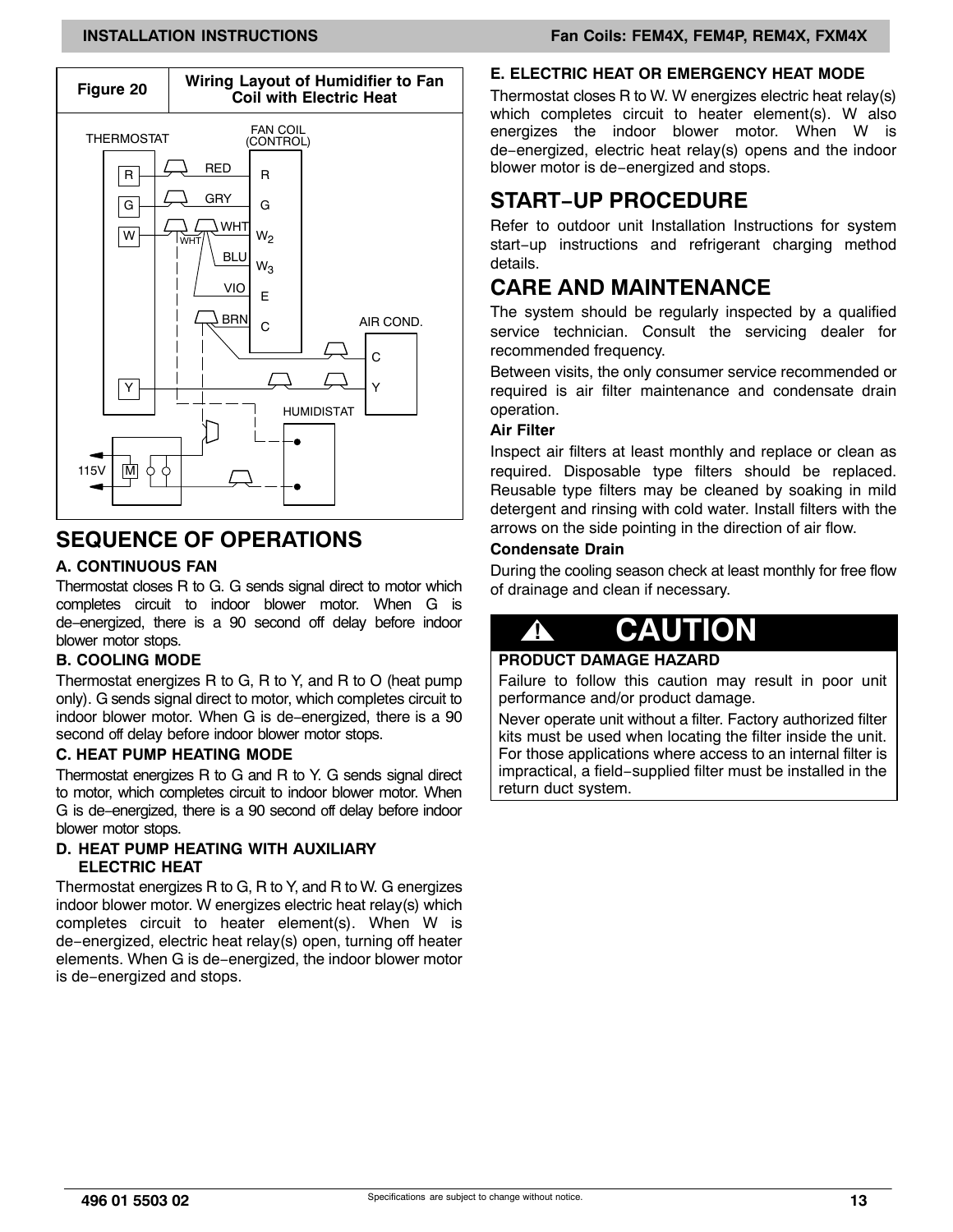**Figure 20** — Wiring Layout of Humidifier to Fan Coil with Electric Heat

## SEQUENCE OF OPERATIONS

### A. CONTINUOUS FAN

Thermostat closes R to G. G sends signal direct to motor which completes circuit to indoor blower motor. When G is de−energized, there is a 90 second off delay before indoor blower motor stops.

### B. COOLING MODE

Thermostat energizes R to G, R to Y, and R to O (heat pump only). G sends signal direct to motor, which completes circuit to indoor blower motor. When G is de−energized, there is a 90 second off delay before indoor blower motor stops.

### C. HEAT PUMP HEATING MODE

Thermostat energizes R to G and R to Y. G sends signal direct to motor, which completes circuit to indoor blower motor. When G is de−energized, there is a 90 second off delay before indoor blower motor stops.

### D. HEAT PUMP HEATING WITH AUXILIARY ELECTRIC HEAT

Thermostat energizes R to G, R to Y, and R to W. G energizes indoor blower motor. W energizes electric heat relay(s) which completes circuit to heater element(s). When W is de−energized, electric heat relay(s) open, turning off heater elements. When G is de−energized, the indoor blower motor is de−energized and stops.

### E. ELECTRIC HEAT OR EMERGENCY HEAT MODE

Thermostat closes R to W. W energizes electric heat relay(s) which completes circuit to heater element(s). W also energizes the indoor blower motor. When W is de−energized, electric heat relay(s) opens and the indoor blower motor is de−energized and stops.

## START−UP PROCEDURE

Refer to outdoor unit Installation Instructions for system start−up instructions and refrigerant charging method details.

## CARE AND MAINTENANCE

The system should be regularly inspected by a qualified service technician. Consult the servicing dealer for recommended frequency.

Between visits, the only consumer service recommended or required is air filter maintenance and condensate drain operation.

**Air Filter**

Inspect air filters at least monthly and replace or clean as required. Disposable type filters should be replaced. Reusable type filters may be cleaned by soaking in mild detergent and rinsing with cold water. Install filters with the arrows on the side pointing in the direction of air flow.

**Condensate Drain**

During the cooling season check at least monthly for free flow of drainage and clean if necessary.

**⚠ CAUTION**

**PRODUCT DAMAGE HAZARD**

Failure to follow this caution may result in poor unit performance and/or product damage.

Never operate unit without a filter. Factory authorized filter kits must be used when locating the filter inside the unit. For those applications where access to an internal filter is impractical, a field−supplied filter must be installed in the return duct system.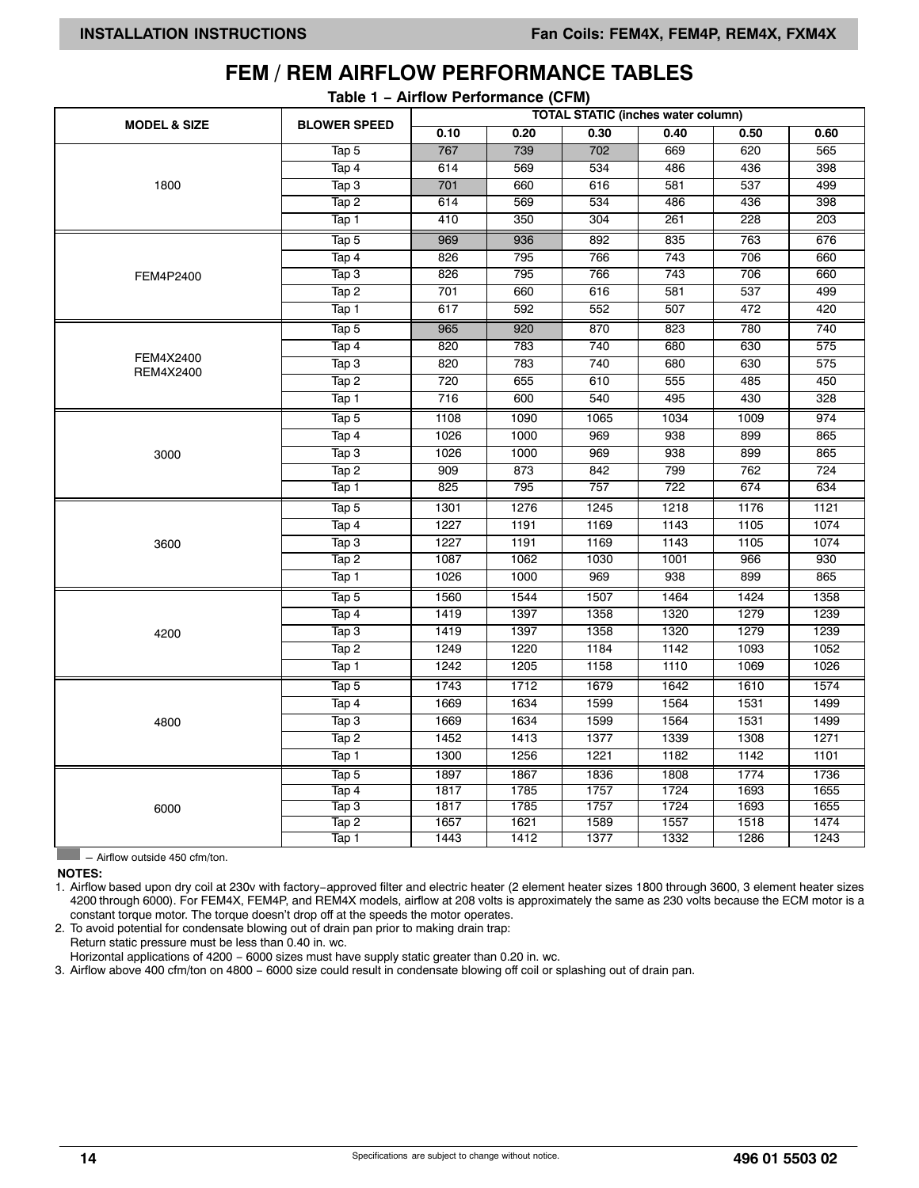# FEM / REM AIRFLOW PERFORMANCE TABLES

**Table 1 − Airflow Performance (CFM)**

| MODEL & SIZE | BLOWER SPEED | TOTAL STATIC (inches water column) | | | | | |
|---|---|---|---|---|---|---|---|
| | | 0.10 | 0.20 | 0.30 | 0.40 | 0.50 | 0.60 |
| 1800 | Tap 5 | 767 | 739 | 702 | 669 | 620 | 565 |
| | Tap 4 | 614 | 569 | 534 | 486 | 436 | 398 |
| | Tap 3 | 701 | 660 | 616 | 581 | 537 | 499 |
| | Tap 2 | 614 | 569 | 534 | 486 | 436 | 398 |
| | Tap 1 | 410 | 350 | 304 | 261 | 228 | 203 |
| FEM4P2400 | Tap 5 | 969 | 936 | 892 | 835 | 763 | 676 |
| | Tap 4 | 826 | 795 | 766 | 743 | 706 | 660 |
| | Tap 3 | 826 | 795 | 766 | 743 | 706 | 660 |
| | Tap 2 | 701 | 660 | 616 | 581 | 537 | 499 |
| | Tap 1 | 617 | 592 | 552 | 507 | 472 | 420 |
| FEM4X2400 REM4X2400 | Tap 5 | 965 | 920 | 870 | 823 | 780 | 740 |
| | Tap 4 | 820 | 783 | 740 | 680 | 630 | 575 |
| | Tap 3 | 820 | 783 | 740 | 680 | 630 | 575 |
| | Tap 2 | 720 | 655 | 610 | 555 | 485 | 450 |
| | Tap 1 | 716 | 600 | 540 | 495 | 430 | 328 |
| 3000 | Tap 5 | 1108 | 1090 | 1065 | 1034 | 1009 | 974 |
| | Tap 4 | 1026 | 1000 | 969 | 938 | 899 | 865 |
| | Tap 3 | 1026 | 1000 | 969 | 938 | 899 | 865 |
| | Tap 2 | 909 | 873 | 842 | 799 | 762 | 724 |
| | Tap 1 | 825 | 795 | 757 | 722 | 674 | 634 |
| 3600 | Tap 5 | 1301 | 1276 | 1245 | 1218 | 1176 | 1121 |
| | Tap 4 | 1227 | 1191 | 1169 | 1143 | 1105 | 1074 |
| | Tap 3 | 1227 | 1191 | 1169 | 1143 | 1105 | 1074 |
| | Tap 2 | 1087 | 1062 | 1030 | 1001 | 966 | 930 |
| | Tap 1 | 1026 | 1000 | 969 | 938 | 899 | 865 |
| 4200 | Tap 5 | 1560 | 1544 | 1507 | 1464 | 1424 | 1358 |
| | Tap 4 | 1419 | 1397 | 1358 | 1320 | 1279 | 1239 |
| | Tap 3 | 1419 | 1397 | 1358 | 1320 | 1279 | 1239 |
| | Tap 2 | 1249 | 1220 | 1184 | 1142 | 1093 | 1052 |
| | Tap 1 | 1242 | 1205 | 1158 | 1110 | 1069 | 1026 |
| 4800 | Tap 5 | 1743 | 1712 | 1679 | 1642 | 1610 | 1574 |
| | Tap 4 | 1669 | 1634 | 1599 | 1564 | 1531 | 1499 |
| | Tap 3 | 1669 | 1634 | 1599 | 1564 | 1531 | 1499 |
| | Tap 2 | 1452 | 1413 | 1377 | 1339 | 1308 | 1271 |
| | Tap 1 | 1300 | 1256 | 1221 | 1182 | 1142 | 1101 |
| 6000 | Tap 5 | 1897 | 1867 | 1836 | 1808 | 1774 | 1736 |
| | Tap 4 | 1817 | 1785 | 1757 | 1724 | 1693 | 1655 |
| | Tap 3 | 1817 | 1785 | 1757 | 1724 | 1693 | 1655 |
| | Tap 2 | 1657 | 1621 | 1589 | 1557 | 1518 | 1474 |
| | Tap 1 | 1443 | 1412 | 1377 | 1332 | 1286 | 1243 |

(Shaded) − Airflow outside 450 cfm/ton.

**NOTES:**

1. Airflow based upon dry coil at 230v with factory−approved filter and electric heater (2 element heater sizes 1800 through 3600, 3 element heater sizes 4200 through 6000). For FEM4X, FEM4P, and REM4X models, airflow at 208 volts is approximately the same as 230 volts because the ECM motor is a constant torque motor. The torque doesn't drop off at the speeds the motor operates.
2. To avoid potential for condensate blowing out of drain pan prior to making drain trap:
   Return static pressure must be less than 0.40 in. wc.
   Horizontal applications of 4200 − 6000 sizes must have supply static greater than 0.20 in. wc.
3. Airflow above 400 cfm/ton on 4800 − 6000 size could result in condensate blowing off coil or splashing out of drain pan.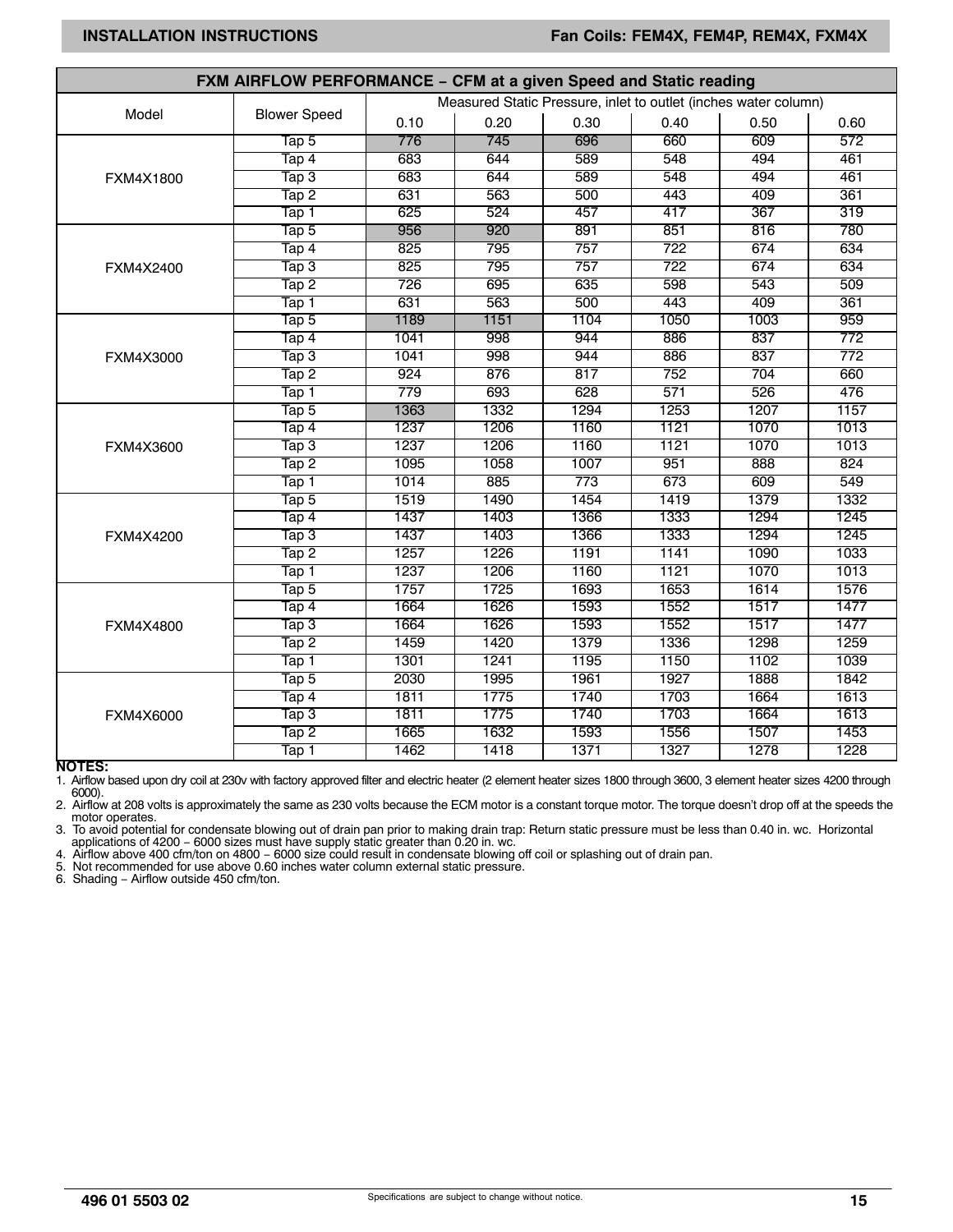## FXM AIRFLOW PERFORMANCE − CFM at a given Speed and Static reading

| Model | Blower Speed | Measured Static Pressure, inlet to outlet (inches water column) | | | | | |
|---|---|---|---|---|---|---|---|
| | | 0.10 | 0.20 | 0.30 | 0.40 | 0.50 | 0.60 |
| FXM4X1800 | Tap 5 | 776 | 745 | 696 | 660 | 609 | 572 |
| | Tap 4 | 683 | 644 | 589 | 548 | 494 | 461 |
| | Tap 3 | 683 | 644 | 589 | 548 | 494 | 461 |
| | Tap 2 | 631 | 563 | 500 | 443 | 409 | 361 |
| | Tap 1 | 625 | 524 | 457 | 417 | 367 | 319 |
| FXM4X2400 | Tap 5 | 956 | 920 | 891 | 851 | 816 | 780 |
| | Tap 4 | 825 | 795 | 757 | 722 | 674 | 634 |
| | Tap 3 | 825 | 795 | 757 | 722 | 674 | 634 |
| | Tap 2 | 726 | 695 | 635 | 598 | 543 | 509 |
| | Tap 1 | 631 | 563 | 500 | 443 | 409 | 361 |
| FXM4X3000 | Tap 5 | 1189 | 1151 | 1104 | 1050 | 1003 | 959 |
| | Tap 4 | 1041 | 998 | 944 | 886 | 837 | 772 |
| | Tap 3 | 1041 | 998 | 944 | 886 | 837 | 772 |
| | Tap 2 | 924 | 876 | 817 | 752 | 704 | 660 |
| | Tap 1 | 779 | 693 | 628 | 571 | 526 | 476 |
| FXM4X3600 | Tap 5 | 1363 | 1332 | 1294 | 1253 | 1207 | 1157 |
| | Tap 4 | 1237 | 1206 | 1160 | 1121 | 1070 | 1013 |
| | Tap 3 | 1237 | 1206 | 1160 | 1121 | 1070 | 1013 |
| | Tap 2 | 1095 | 1058 | 1007 | 951 | 888 | 824 |
| | Tap 1 | 1014 | 885 | 773 | 673 | 609 | 549 |
| FXM4X4200 | Tap 5 | 1519 | 1490 | 1454 | 1419 | 1379 | 1332 |
| | Tap 4 | 1437 | 1403 | 1366 | 1333 | 1294 | 1245 |
| | Tap 3 | 1437 | 1403 | 1366 | 1333 | 1294 | 1245 |
| | Tap 2 | 1257 | 1226 | 1191 | 1141 | 1090 | 1033 |
| | Tap 1 | 1237 | 1206 | 1160 | 1121 | 1070 | 1013 |
| FXM4X4800 | Tap 5 | 1757 | 1725 | 1693 | 1653 | 1614 | 1576 |
| | Tap 4 | 1664 | 1626 | 1593 | 1552 | 1517 | 1477 |
| | Tap 3 | 1664 | 1626 | 1593 | 1552 | 1517 | 1477 |
| | Tap 2 | 1459 | 1420 | 1379 | 1336 | 1298 | 1259 |
| | Tap 1 | 1301 | 1241 | 1195 | 1150 | 1102 | 1039 |
| FXM4X6000 | Tap 5 | 2030 | 1995 | 1961 | 1927 | 1888 | 1842 |
| | Tap 4 | 1811 | 1775 | 1740 | 1703 | 1664 | 1613 |
| | Tap 3 | 1811 | 1775 | 1740 | 1703 | 1664 | 1613 |
| | Tap 2 | 1665 | 1632 | 1593 | 1556 | 1507 | 1453 |
| | Tap 1 | 1462 | 1418 | 1371 | 1327 | 1278 | 1228 |

**NOTES:**

1. Airflow based upon dry coil at 230v with factory approved filter and electric heater (2 element heater sizes 1800 through 3600, 3 element heater sizes 4200 through 6000).
2. Airflow at 208 volts is approximately the same as 230 volts because the ECM motor is a constant torque motor. The torque doesn't drop off at the speeds the motor operates.
3. To avoid potential for condensate blowing out of drain pan prior to making drain trap: Return static pressure must be less than 0.40 in. wc. Horizontal applications of 4200 − 6000 sizes must have supply static greater than 0.20 in. wc.
4. Airflow above 400 cfm/ton on 4800 − 6000 size could result in condensate blowing off coil or splashing out of drain pan.
5. Not recommended for use above 0.60 inches water column external static pressure.
6. Shading − Airflow outside 450 cfm/ton.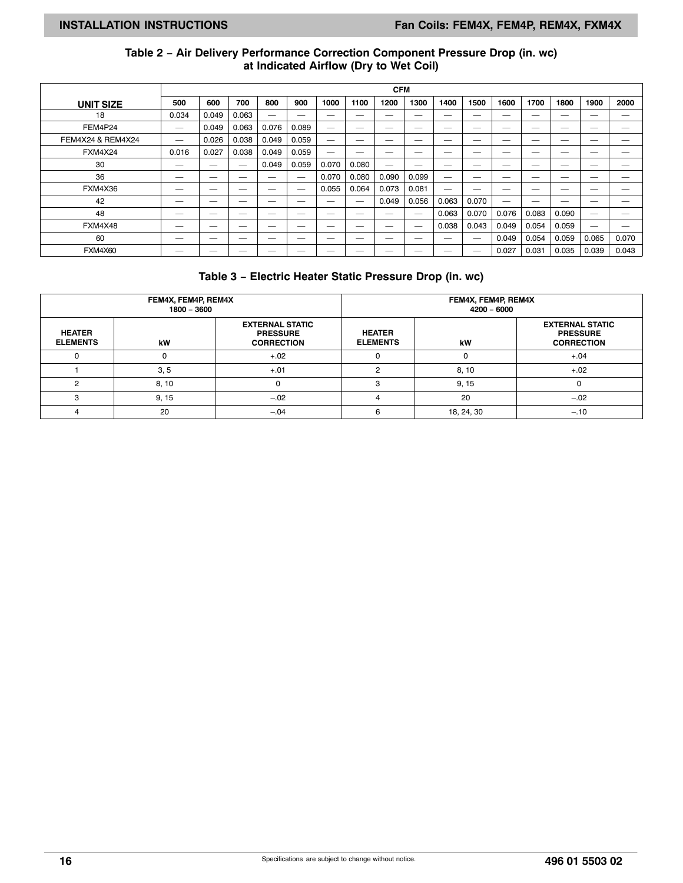### Table 2 – Air Delivery Performance Correction Component Pressure Drop (in. wc) at Indicated Airflow (Dry to Wet Coil)

| UNIT SIZE | CFM | | | | | | | | | | | | | | | |
|---|---|---|---|---|---|---|---|---|---|---|---|---|---|---|---|---|
| | 500 | 600 | 700 | 800 | 900 | 1000 | 1100 | 1200 | 1300 | 1400 | 1500 | 1600 | 1700 | 1800 | 1900 | 2000 |
| 18 | 0.034 | 0.049 | 0.063 | — | — | — | — | — | — | — | — | — | — | — | — | — |
| FEM4P24 | — | 0.049 | 0.063 | 0.076 | 0.089 | — | — | — | — | — | — | — | — | — | — | — |
| FEM4X24 & REM4X24 | — | 0.026 | 0.038 | 0.049 | 0.059 | — | — | — | — | — | — | — | — | — | — | — |
| FXM4X24 | 0.016 | 0.027 | 0.038 | 0.049 | 0.059 | — | — | — | — | — | — | — | — | — | — | — |
| 30 | — | — | — | 0.049 | 0.059 | 0.070 | 0.080 | — | — | — | — | — | — | — | — | — |
| 36 | — | — | — | — | — | 0.070 | 0.080 | 0.090 | 0.099 | — | — | — | — | — | — | — |
| FXM4X36 | — | — | — | — | — | 0.055 | 0.064 | 0.073 | 0.081 | — | — | — | — | — | — | — |
| 42 | — | — | — | — | — | — | — | 0.049 | 0.056 | 0.063 | 0.070 | — | — | — | — | — |
| 48 | — | — | — | — | — | — | — | — | — | 0.063 | 0.070 | 0.076 | 0.083 | 0.090 | — | — |
| FXM4X48 | — | — | — | — | — | — | — | — | — | 0.038 | 0.043 | 0.049 | 0.054 | 0.059 | — | — |
| 60 | — | — | — | — | — | — | — | — | — | — | — | 0.049 | 0.054 | 0.059 | 0.065 | 0.070 |
| FXM4X60 | — | — | — | — | — | — | — | — | — | — | — | 0.027 | 0.031 | 0.035 | 0.039 | 0.043 |

### Table 3 – Electric Heater Static Pressure Drop (in. wc)

| FEM4X, FEM4P, REM4X 1800 – 3600 | | | FEM4X, FEM4P, REM4X 4200 – 6000 | | |
|---|---|---|---|---|---|
| HEATER ELEMENTS | kW | EXTERNAL STATIC PRESSURE CORRECTION | HEATER ELEMENTS | kW | EXTERNAL STATIC PRESSURE CORRECTION |
| 0 | 0 | +.02 | 0 | 0 | +.04 |
| 1 | 3, 5 | +.01 | 2 | 8, 10 | +.02 |
| 2 | 8, 10 | 0 | 3 | 9, 15 | 0 |
| 3 | 9, 15 | –.02 | 4 | 20 | –.02 |
| 4 | 20 | –.04 | 6 | 18, 24, 30 | –.10 |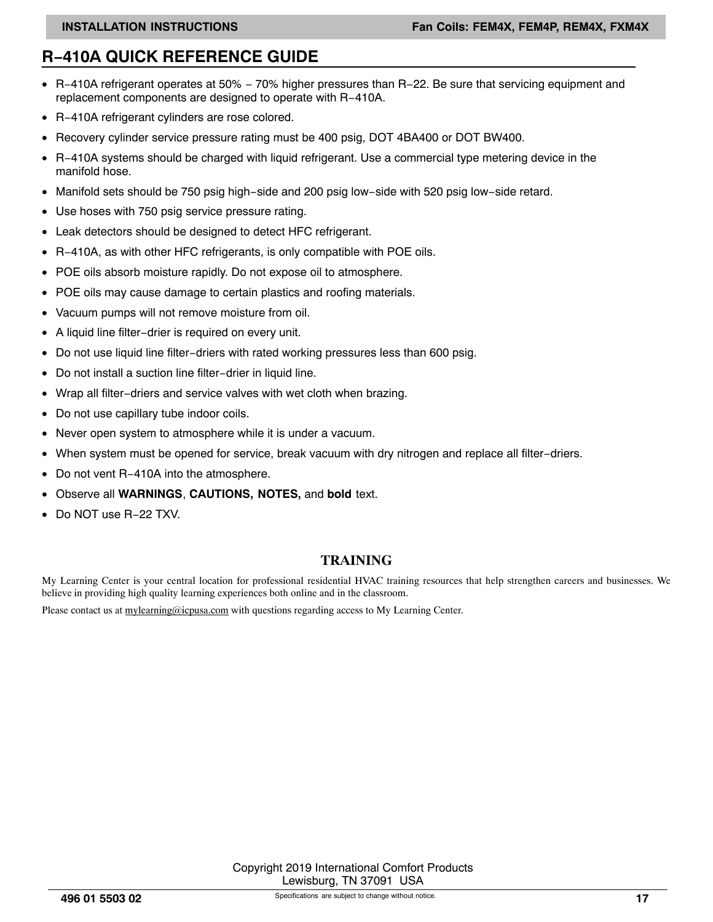## R−410A QUICK REFERENCE GUIDE

- R−410A refrigerant operates at 50% − 70% higher pressures than R−22. Be sure that servicing equipment and replacement components are designed to operate with R−410A.
- R−410A refrigerant cylinders are rose colored.
- Recovery cylinder service pressure rating must be 400 psig, DOT 4BA400 or DOT BW400.
- R−410A systems should be charged with liquid refrigerant. Use a commercial type metering device in the manifold hose.
- Manifold sets should be 750 psig high−side and 200 psig low−side with 520 psig low−side retard.
- Use hoses with 750 psig service pressure rating.
- Leak detectors should be designed to detect HFC refrigerant.
- R−410A, as with other HFC refrigerants, is only compatible with POE oils.
- POE oils absorb moisture rapidly. Do not expose oil to atmosphere.
- POE oils may cause damage to certain plastics and roofing materials.
- Vacuum pumps will not remove moisture from oil.
- A liquid line filter−drier is required on every unit.
- Do not use liquid line filter−driers with rated working pressures less than 600 psig.
- Do not install a suction line filter−drier in liquid line.
- Wrap all filter−driers and service valves with wet cloth when brazing.
- Do not use capillary tube indoor coils.
- Never open system to atmosphere while it is under a vacuum.
- When system must be opened for service, break vacuum with dry nitrogen and replace all filter−driers.
- Do not vent R−410A into the atmosphere.
- Observe all **WARNINGS**, **CAUTIONS, NOTES,** and **bold** text.
- Do NOT use R−22 TXV.

### TRAINING

My Learning Center is your central location for professional residential HVAC training resources that help strengthen careers and businesses. We believe in providing high quality learning experiences both online and in the classroom.

Please contact us at mylearning@icpusa.com with questions regarding access to My Learning Center.

Copyright 2019 International Comfort Products
Lewisburg, TN 37091 USA

496 01 5503 02

Specifications are subject to change without notice.